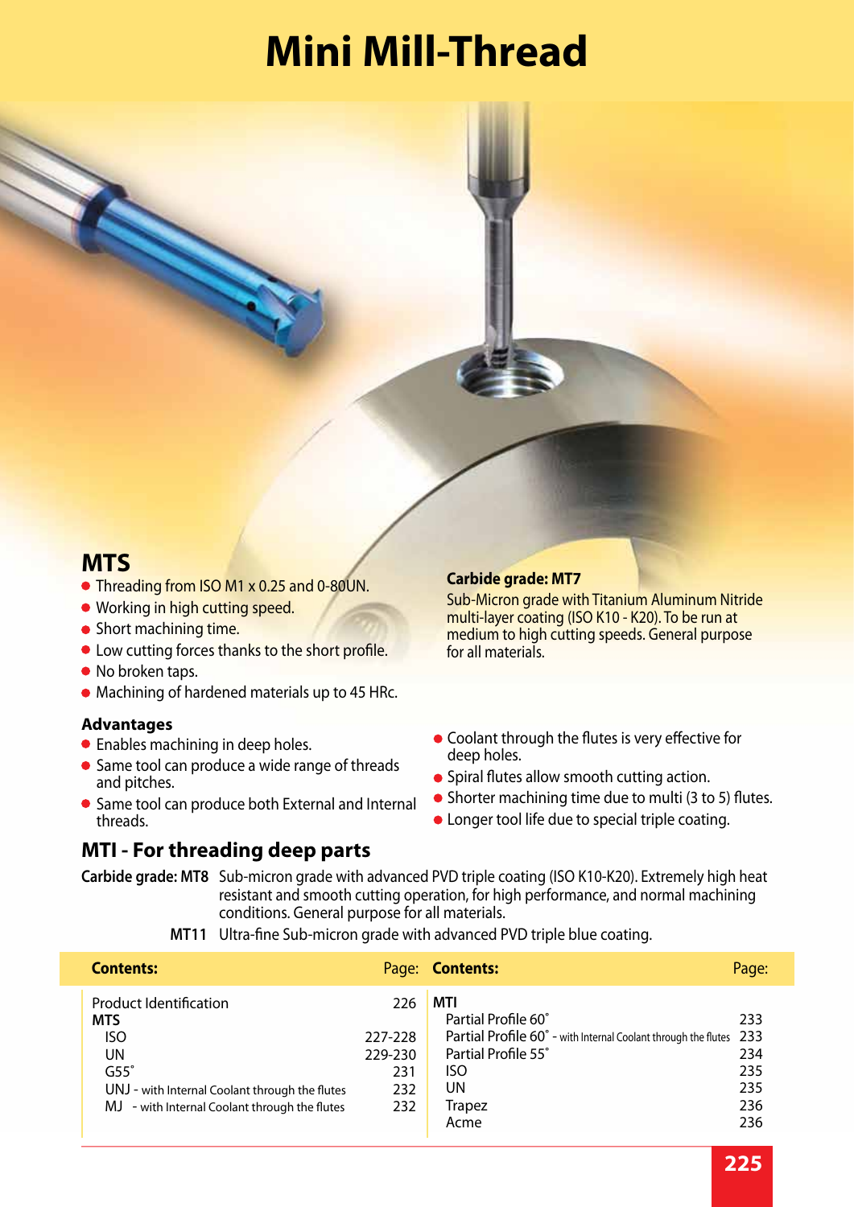# Mini Mill-Thread

## MTS

- Threading from ISO M1 x 0.25 and 0-80UN.
- Working in high cutting speed.
- Short machining time.
- Low cutting forces thanks to the short profile.
- No broken taps.
- Machining of hardened materials up to 45 HRc.

**Carbide grade: MT7**

Sub-Micron grade with Titanium Aluminum Nitride multi-layer coating (ISO K10 - K20). To be run at medium to high cutting speeds. General purpose for all materials.

### Advantages

- Enables machining in deep holes.
- Same tool can produce a wide range of threads and pitches.
- Same tool can produce both External and Internal threads.
- Coolant through the flutes is very effective for deep holes.
- Spiral flutes allow smooth cutting action.
- Shorter machining time due to multi (3 to 5) flutes.
- Longer tool life due to special triple coating.

## MTI - For threading deep parts

**Carbide grade: MT8** Sub-micron grade with advanced PVD triple coating (ISO K10-K20). Extremely high heat resistant and smooth cutting operation, for high performance, and normal machining conditions. General purpose for all materials.

**MT11** Ultra-fine Sub-micron grade with advanced PVD triple blue coating.

| Contents: | Page: | Contents: | Page: |
|---|---|---|---|
| Product Identification | 226 | **MTI** | |
| **MTS** | | Partial Profile 60° | 233 |
| ISO | 227-228 | Partial Profile 60° - with Internal Coolant through the flutes | 233 |
| UN | 229-230 | Partial Profile 55° | 234 |
| G55° | 231 | ISO | 235 |
| UNJ - with Internal Coolant through the flutes | 232 | UN | 235 |
| MJ - with Internal Coolant through the flutes | 232 | Trapez | 236 |
| | | Acme | 236 |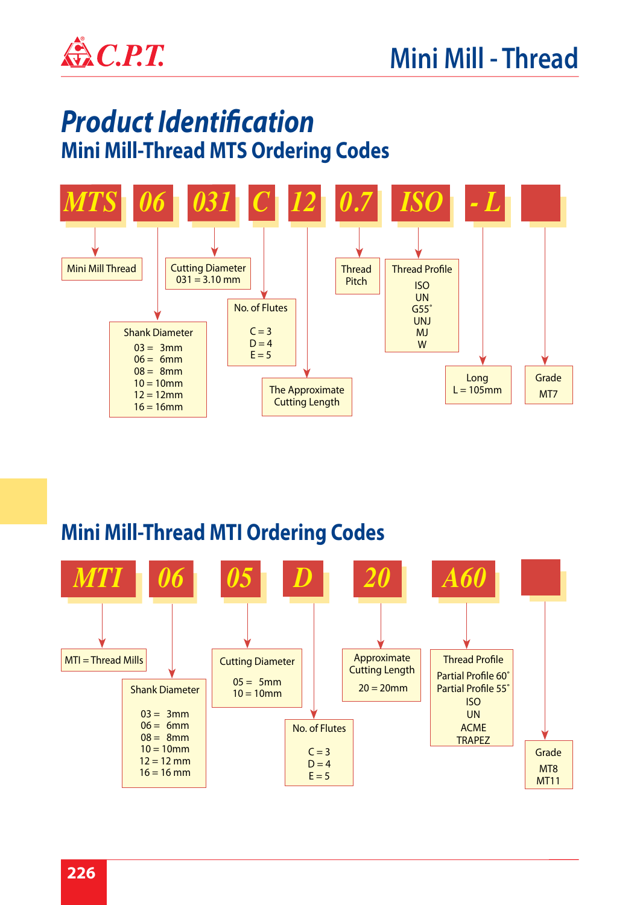# Product Identification

## Mini Mill-Thread MTS Ordering Codes

**MTS 06 031 C 12 0.7 ISO - L [ ]**

- **MTS** – Mini Mill Thread
- **06** – Shank Diameter
  - 03 = 3mm
  - 06 = 6mm
  - 08 = 8mm
  - 10 = 10mm
  - 12 = 12mm
  - 16 = 16mm
- **031** – Cutting Diameter
  - 031 = 3.10 mm
- **C** – No. of Flutes
  - C = 3
  - D = 4
  - E = 5
- **12** – The Approximate Cutting Length
- **0.7** – Thread Pitch
- **ISO** – Thread Profile
  - ISO
  - UN
  - G55˚
  - UNJ
  - MJ
  - W
- **- L** – Long
  - L = 105mm
- **[ ]** – Grade
  - MT7

## Mini Mill-Thread MTI Ordering Codes

**MTI 06 05 D 20 A60 [ ]**

- **MTI** – MTI = Thread Mills
- **06** – Shank Diameter
  - 03 = 3mm
  - 06 = 6mm
  - 08 = 8mm
  - 10 = 10mm
  - 12 = 12 mm
  - 16 = 16 mm
- **05** – Cutting Diameter
  - 05 = 5mm
  - 10 = 10mm
- **D** – No. of Flutes
  - C = 3
  - D = 4
  - E = 5
- **20** – Approximate Cutting Length
  - 20 = 20mm
- **A60** – Thread Profile
  - Partial Profile 60˚
  - Partial Profile 55˚
  - ISO
  - UN
  - ACME
  - TRAPEZ
- **[ ]** – Grade
  - MT8
  - MT11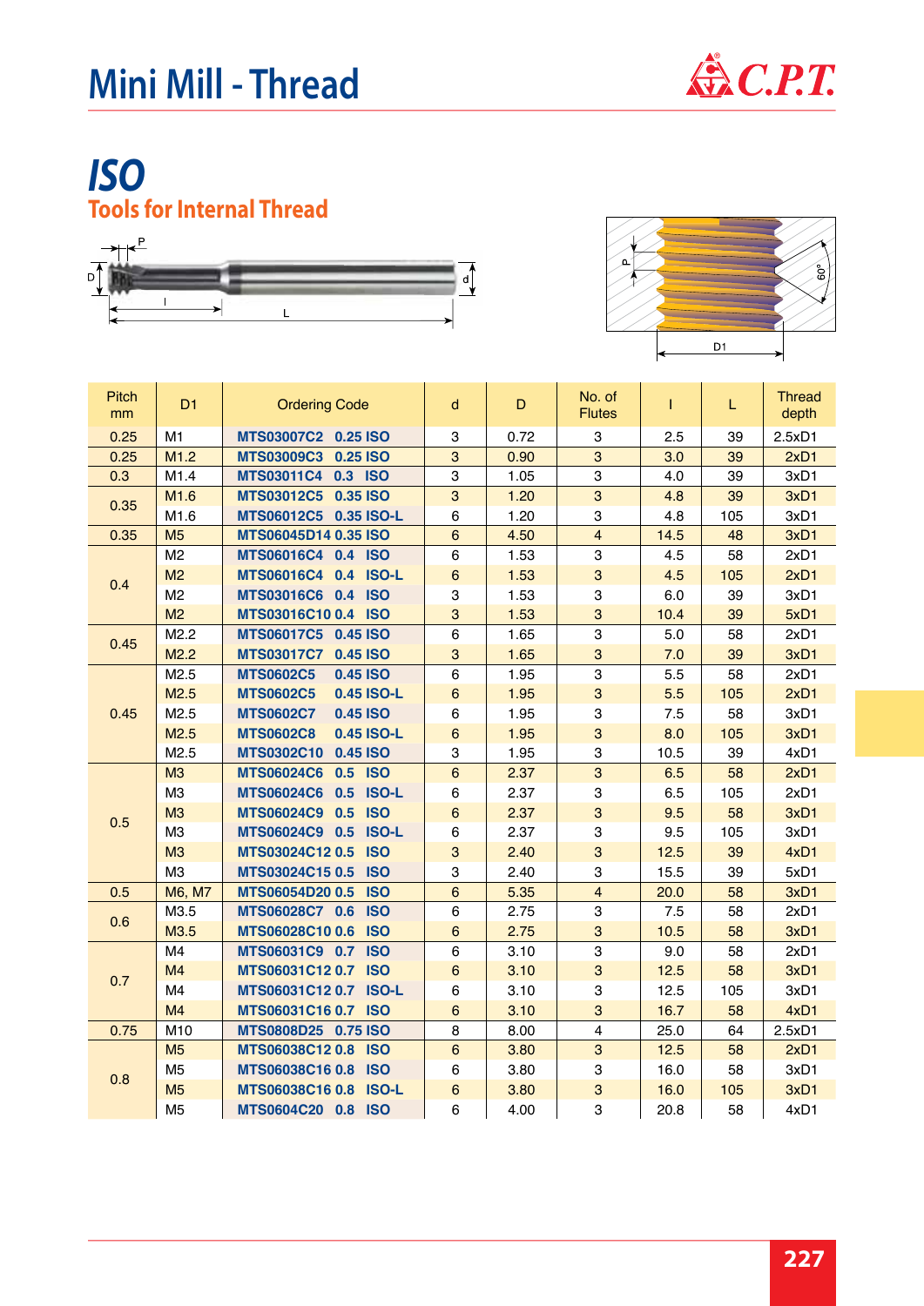# Mini Mill - Thread

## ISO

### Tools for Internal Thread

| Pitch mm | D1 | Ordering Code | d | D | No. of Flutes | l | L | Thread depth |
|---|---|---|---|---|---|---|---|---|
| 0.25 | M1 | MTS03007C2 0.25 ISO | 3 | 0.72 | 3 | 2.5 | 39 | 2.5xD1 |
| 0.25 | M1.2 | MTS03009C3 0.25 ISO | 3 | 0.90 | 3 | 3.0 | 39 | 2xD1 |
| 0.3 | M1.4 | MTS03011C4 0.3 ISO | 3 | 1.05 | 3 | 4.0 | 39 | 3xD1 |
| 0.35 | M1.6 | MTS03012C5 0.35 ISO | 3 | 1.20 | 3 | 4.8 | 39 | 3xD1 |
| | M1.6 | MTS06012C5 0.35 ISO-L | 6 | 1.20 | 3 | 4.8 | 105 | 3xD1 |
| 0.35 | M5 | MTS06045D14 0.35 ISO | 6 | 4.50 | 4 | 14.5 | 48 | 3xD1 |
| 0.4 | M2 | MTS06016C4 0.4 ISO | 6 | 1.53 | 3 | 4.5 | 58 | 2xD1 |
| | M2 | MTS06016C4 0.4 ISO-L | 6 | 1.53 | 3 | 4.5 | 105 | 2xD1 |
| | M2 | MTS03016C6 0.4 ISO | 3 | 1.53 | 3 | 6.0 | 39 | 3xD1 |
| | M2 | MTS03016C10 0.4 ISO | 3 | 1.53 | 3 | 10.4 | 39 | 5xD1 |
| 0.45 | M2.2 | MTS06017C5 0.45 ISO | 6 | 1.65 | 3 | 5.0 | 58 | 2xD1 |
| | M2.2 | MTS03017C7 0.45 ISO | 3 | 1.65 | 3 | 7.0 | 39 | 3xD1 |
| 0.45 | M2.5 | MTS0602C5 0.45 ISO | 6 | 1.95 | 3 | 5.5 | 58 | 2xD1 |
| | M2.5 | MTS0602C5 0.45 ISO-L | 6 | 1.95 | 3 | 5.5 | 105 | 2xD1 |
| | M2.5 | MTS0602C7 0.45 ISO | 6 | 1.95 | 3 | 7.5 | 58 | 3xD1 |
| | M2.5 | MTS0602C8 0.45 ISO-L | 6 | 1.95 | 3 | 8.0 | 105 | 3xD1 |
| | M2.5 | MTS0302C10 0.45 ISO | 3 | 1.95 | 3 | 10.5 | 39 | 4xD1 |
| 0.5 | M3 | MTS06024C6 0.5 ISO | 6 | 2.37 | 3 | 6.5 | 58 | 2xD1 |
| | M3 | MTS06024C6 0.5 ISO-L | 6 | 2.37 | 3 | 6.5 | 105 | 2xD1 |
| | M3 | MTS06024C9 0.5 ISO | 6 | 2.37 | 3 | 9.5 | 58 | 3xD1 |
| | M3 | MTS06024C9 0.5 ISO-L | 6 | 2.37 | 3 | 9.5 | 105 | 3xD1 |
| | M3 | MTS03024C12 0.5 ISO | 3 | 2.40 | 3 | 12.5 | 39 | 4xD1 |
| | M3 | MTS03024C15 0.5 ISO | 3 | 2.40 | 3 | 15.5 | 39 | 5xD1 |
| 0.5 | M6, M7 | MTS06054D20 0.5 ISO | 6 | 5.35 | 4 | 20.0 | 58 | 3xD1 |
| 0.6 | M3.5 | MTS06028C7 0.6 ISO | 6 | 2.75 | 3 | 7.5 | 58 | 2xD1 |
| | M3.5 | MTS06028C10 0.6 ISO | 6 | 2.75 | 3 | 10.5 | 58 | 3xD1 |
| 0.7 | M4 | MTS06031C9 0.7 ISO | 6 | 3.10 | 3 | 9.0 | 58 | 2xD1 |
| | M4 | MTS06031C12 0.7 ISO | 6 | 3.10 | 3 | 12.5 | 58 | 3xD1 |
| | M4 | MTS06031C12 0.7 ISO-L | 6 | 3.10 | 3 | 12.5 | 105 | 3xD1 |
| | M4 | MTS06031C16 0.7 ISO | 6 | 3.10 | 3 | 16.7 | 58 | 4xD1 |
| 0.75 | M10 | MTS0808D25 0.75 ISO | 8 | 8.00 | 4 | 25.0 | 64 | 2.5xD1 |
| 0.8 | M5 | MTS06038C12 0.8 ISO | 6 | 3.80 | 3 | 12.5 | 58 | 2xD1 |
| | M5 | MTS06038C16 0.8 ISO | 6 | 3.80 | 3 | 16.0 | 58 | 3xD1 |
| | M5 | MTS06038C16 0.8 ISO-L | 6 | 3.80 | 3 | 16.0 | 105 | 3xD1 |
| | M5 | MTS0604C20 0.8 ISO | 6 | 4.00 | 3 | 20.8 | 58 | 4xD1 |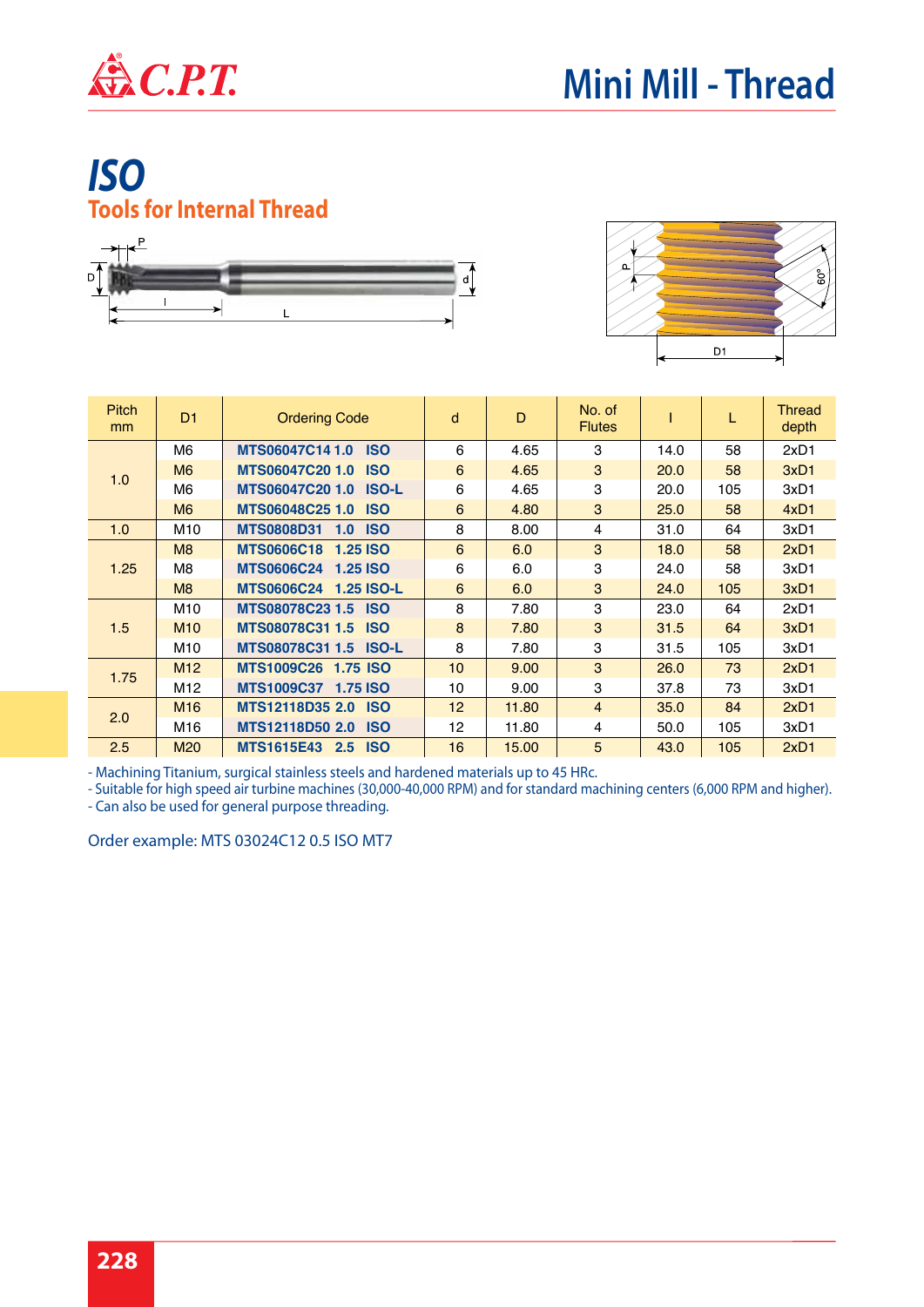# Mini Mill - Thread

## ISO

### Tools for Internal Thread

| Pitch mm | D1 | Ordering Code | d | D | No. of Flutes | l | L | Thread depth |
|---|---|---|---|---|---|---|---|---|
| 1.0 | M6 | MTS06047C14 1.0 ISO | 6 | 4.65 | 3 | 14.0 | 58 | 2xD1 |
| | M6 | MTS06047C20 1.0 ISO | 6 | 4.65 | 3 | 20.0 | 58 | 3xD1 |
| | M6 | MTS06047C20 1.0 ISO-L | 6 | 4.65 | 3 | 20.0 | 105 | 3xD1 |
| | M6 | MTS06048C25 1.0 ISO | 6 | 4.80 | 3 | 25.0 | 58 | 4xD1 |
| 1.0 | M10 | MTS0808D31 1.0 ISO | 8 | 8.00 | 4 | 31.0 | 64 | 3xD1 |
| 1.25 | M8 | MTS0606C18 1.25 ISO | 6 | 6.0 | 3 | 18.0 | 58 | 2xD1 |
| | M8 | MTS0606C24 1.25 ISO | 6 | 6.0 | 3 | 24.0 | 58 | 3xD1 |
| | M8 | MTS0606C24 1.25 ISO-L | 6 | 6.0 | 3 | 24.0 | 105 | 3xD1 |
| 1.5 | M10 | MTS08078C23 1.5 ISO | 8 | 7.80 | 3 | 23.0 | 64 | 2xD1 |
| | M10 | MTS08078C31 1.5 ISO | 8 | 7.80 | 3 | 31.5 | 64 | 3xD1 |
| | M10 | MTS08078C31 1.5 ISO-L | 8 | 7.80 | 3 | 31.5 | 105 | 3xD1 |
| 1.75 | M12 | MTS1009C26 1.75 ISO | 10 | 9.00 | 3 | 26.0 | 73 | 2xD1 |
| | M12 | MTS1009C37 1.75 ISO | 10 | 9.00 | 3 | 37.8 | 73 | 3xD1 |
| 2.0 | M16 | MTS12118D35 2.0 ISO | 12 | 11.80 | 4 | 35.0 | 84 | 2xD1 |
| | M16 | MTS12118D50 2.0 ISO | 12 | 11.80 | 4 | 50.0 | 105 | 3xD1 |
| 2.5 | M20 | MTS1615E43 2.5 ISO | 16 | 15.00 | 5 | 43.0 | 105 | 2xD1 |

- Machining Titanium, surgical stainless steels and hardened materials up to 45 HRc.
- Suitable for high speed air turbine machines (30,000-40,000 RPM) and for standard machining centers (6,000 RPM and higher).
- Can also be used for general purpose threading.

Order example: MTS 03024C12 0.5 ISO MT7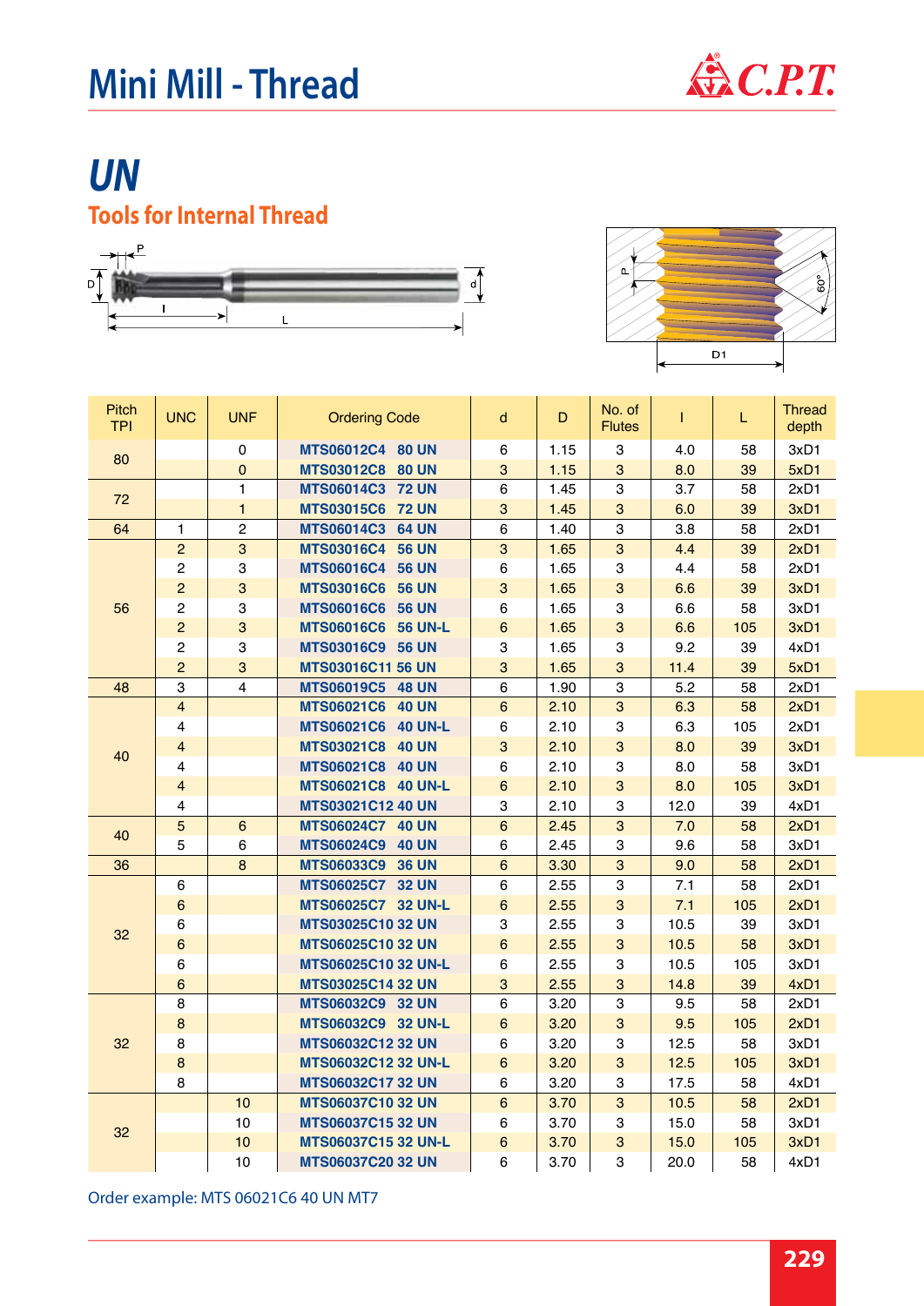# Mini Mill - Thread

## UN

### Tools for Internal Thread

| Pitch TPI | UNC | UNF | Ordering Code | d | D | No. of Flutes | l | L | Thread depth |
|---|---|---|---|---|---|---|---|---|---|
| 80 | | 0 | MTS06012C4 80 UN | 6 | 1.15 | 3 | 4.0 | 58 | 3xD1 |
| | | 0 | MTS03012C8 80 UN | 3 | 1.15 | 3 | 8.0 | 39 | 5xD1 |
| 72 | | 1 | MTS06014C3 72 UN | 6 | 1.45 | 3 | 3.7 | 58 | 2xD1 |
| | | 1 | MTS03015C6 72 UN | 3 | 1.45 | 3 | 6.0 | 39 | 3xD1 |
| 64 | 1 | 2 | MTS06014C3 64 UN | 6 | 1.40 | 3 | 3.8 | 58 | 2xD1 |
| 56 | 2 | 3 | MTS03016C4 56 UN | 3 | 1.65 | 3 | 4.4 | 39 | 2xD1 |
| | 2 | 3 | MTS06016C4 56 UN | 6 | 1.65 | 3 | 4.4 | 58 | 2xD1 |
| | 2 | 3 | MTS03016C6 56 UN | 3 | 1.65 | 3 | 6.6 | 39 | 3xD1 |
| | 2 | 3 | MTS06016C6 56 UN | 6 | 1.65 | 3 | 6.6 | 58 | 3xD1 |
| | 2 | 3 | MTS06016C6 56 UN-L | 6 | 1.65 | 3 | 6.6 | 105 | 3xD1 |
| | 2 | 3 | MTS03016C9 56 UN | 3 | 1.65 | 3 | 9.2 | 39 | 4xD1 |
| | 2 | 3 | MTS03016C11 56 UN | 3 | 1.65 | 3 | 11.4 | 39 | 5xD1 |
| 48 | 3 | 4 | MTS06019C5 48 UN | 6 | 1.90 | 3 | 5.2 | 58 | 2xD1 |
| 40 | 4 | | MTS06021C6 40 UN | 6 | 2.10 | 3 | 6.3 | 58 | 2xD1 |
| | 4 | | MTS06021C6 40 UN-L | 6 | 2.10 | 3 | 6.3 | 105 | 2xD1 |
| | 4 | | MTS03021C8 40 UN | 3 | 2.10 | 3 | 8.0 | 39 | 3xD1 |
| | 4 | | MTS06021C8 40 UN | 6 | 2.10 | 3 | 8.0 | 58 | 3xD1 |
| | 4 | | MTS06021C8 40 UN-L | 6 | 2.10 | 3 | 8.0 | 105 | 3xD1 |
| | 4 | | MTS03021C12 40 UN | 3 | 2.10 | 3 | 12.0 | 39 | 4xD1 |
| 40 | 5 | 6 | MTS06024C7 40 UN | 6 | 2.45 | 3 | 7.0 | 58 | 2xD1 |
| | 5 | 6 | MTS06024C9 40 UN | 6 | 2.45 | 3 | 9.6 | 58 | 3xD1 |
| 36 | | 8 | MTS06033C9 36 UN | 6 | 3.30 | 3 | 9.0 | 58 | 2xD1 |
| 32 | 6 | | MTS06025C7 32 UN | 6 | 2.55 | 3 | 7.1 | 58 | 2xD1 |
| | 6 | | MTS06025C7 32 UN-L | 6 | 2.55 | 3 | 7.1 | 105 | 2xD1 |
| | 6 | | MTS03025C10 32 UN | 3 | 2.55 | 3 | 10.5 | 39 | 3xD1 |
| | 6 | | MTS06025C10 32 UN | 6 | 2.55 | 3 | 10.5 | 58 | 3xD1 |
| | 6 | | MTS06025C10 32 UN-L | 6 | 2.55 | 3 | 10.5 | 105 | 3xD1 |
| | 6 | | MTS03025C14 32 UN | 3 | 2.55 | 3 | 14.8 | 39 | 4xD1 |
| 32 | 8 | | MTS06032C9 32 UN | 6 | 3.20 | 3 | 9.5 | 58 | 2xD1 |
| | 8 | | MTS06032C9 32 UN-L | 6 | 3.20 | 3 | 9.5 | 105 | 2xD1 |
| | 8 | | MTS06032C12 32 UN | 6 | 3.20 | 3 | 12.5 | 58 | 3xD1 |
| | 8 | | MTS06032C12 32 UN-L | 6 | 3.20 | 3 | 12.5 | 105 | 3xD1 |
| | 8 | | MTS06032C17 32 UN | 6 | 3.20 | 3 | 17.5 | 58 | 4xD1 |
| 32 | | 10 | MTS06037C10 32 UN | 6 | 3.70 | 3 | 10.5 | 58 | 2xD1 |
| | | 10 | MTS06037C15 32 UN | 6 | 3.70 | 3 | 15.0 | 58 | 3xD1 |
| | | 10 | MTS06037C15 32 UN-L | 6 | 3.70 | 3 | 15.0 | 105 | 3xD1 |
| | | 10 | MTS06037C20 32 UN | 6 | 3.70 | 3 | 20.0 | 58 | 4xD1 |

Order example: MTS 06021C6 40 UN MT7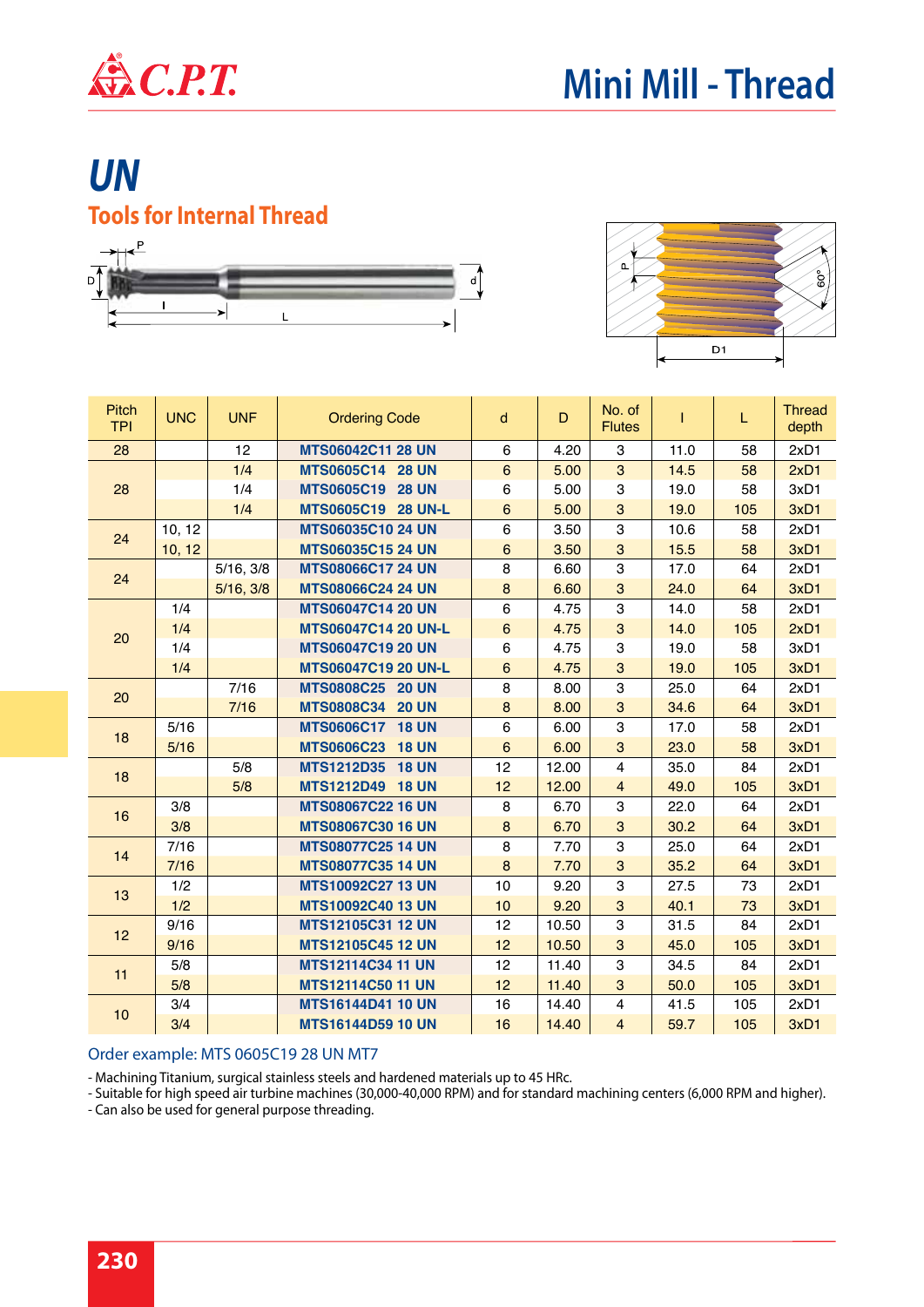# Mini Mill - Thread

# UN

## Tools for Internal Thread

| Pitch TPI | UNC | UNF | Ordering Code | d | D | No. of Flutes | l | L | Thread depth |
|---|---|---|---|---|---|---|---|---|---|
| 28 | | 12 | MTS06042C11 28 UN | 6 | 4.20 | 3 | 11.0 | 58 | 2xD1 |
| 28 | | 1/4 | MTS0605C14 28 UN | 6 | 5.00 | 3 | 14.5 | 58 | 2xD1 |
| | | 1/4 | MTS0605C19 28 UN | 6 | 5.00 | 3 | 19.0 | 58 | 3xD1 |
| | | 1/4 | MTS0605C19 28 UN-L | 6 | 5.00 | 3 | 19.0 | 105 | 3xD1 |
| 24 | 10, 12 | | MTS06035C10 24 UN | 6 | 3.50 | 3 | 10.6 | 58 | 2xD1 |
| | 10, 12 | | MTS06035C15 24 UN | 6 | 3.50 | 3 | 15.5 | 58 | 3xD1 |
| 24 | | 5/16, 3/8 | MTS08066C17 24 UN | 8 | 6.60 | 3 | 17.0 | 64 | 2xD1 |
| | | 5/16, 3/8 | MTS08066C24 24 UN | 8 | 6.60 | 3 | 24.0 | 64 | 3xD1 |
| 20 | 1/4 | | MTS06047C14 20 UN | 6 | 4.75 | 3 | 14.0 | 58 | 2xD1 |
| | 1/4 | | MTS06047C14 20 UN-L | 6 | 4.75 | 3 | 14.0 | 105 | 2xD1 |
| | 1/4 | | MTS06047C19 20 UN | 6 | 4.75 | 3 | 19.0 | 58 | 3xD1 |
| | 1/4 | | MTS06047C19 20 UN-L | 6 | 4.75 | 3 | 19.0 | 105 | 3xD1 |
| 20 | | 7/16 | MTS0808C25 20 UN | 8 | 8.00 | 3 | 25.0 | 64 | 2xD1 |
| | | 7/16 | MTS0808C34 20 UN | 8 | 8.00 | 3 | 34.6 | 64 | 3xD1 |
| 18 | 5/16 | | MTS0606C17 18 UN | 6 | 6.00 | 3 | 17.0 | 58 | 2xD1 |
| | 5/16 | | MTS0606C23 18 UN | 6 | 6.00 | 3 | 23.0 | 58 | 3xD1 |
| 18 | | 5/8 | MTS1212D35 18 UN | 12 | 12.00 | 4 | 35.0 | 84 | 2xD1 |
| | | 5/8 | MTS1212D49 18 UN | 12 | 12.00 | 4 | 49.0 | 105 | 3xD1 |
| 16 | 3/8 | | MTS08067C22 16 UN | 8 | 6.70 | 3 | 22.0 | 64 | 2xD1 |
| | 3/8 | | MTS08067C30 16 UN | 8 | 6.70 | 3 | 30.2 | 64 | 3xD1 |
| 14 | 7/16 | | MTS08077C25 14 UN | 8 | 7.70 | 3 | 25.0 | 64 | 2xD1 |
| | 7/16 | | MTS08077C35 14 UN | 8 | 7.70 | 3 | 35.2 | 64 | 3xD1 |
| 13 | 1/2 | | MTS10092C27 13 UN | 10 | 9.20 | 3 | 27.5 | 73 | 2xD1 |
| | 1/2 | | MTS10092C40 13 UN | 10 | 9.20 | 3 | 40.1 | 73 | 3xD1 |
| 12 | 9/16 | | MTS12105C31 12 UN | 12 | 10.50 | 3 | 31.5 | 84 | 2xD1 |
| | 9/16 | | MTS12105C45 12 UN | 12 | 10.50 | 3 | 45.0 | 105 | 3xD1 |
| 11 | 5/8 | | MTS12114C34 11 UN | 12 | 11.40 | 3 | 34.5 | 84 | 2xD1 |
| | 5/8 | | MTS12114C50 11 UN | 12 | 11.40 | 3 | 50.0 | 105 | 3xD1 |
| 10 | 3/4 | | MTS16144D41 10 UN | 16 | 14.40 | 4 | 41.5 | 105 | 2xD1 |
| | 3/4 | | MTS16144D59 10 UN | 16 | 14.40 | 4 | 59.7 | 105 | 3xD1 |

Order example: MTS 0605C19 28 UN MT7

- Machining Titanium, surgical stainless steels and hardened materials up to 45 HRc.
- Suitable for high speed air turbine machines (30,000-40,000 RPM) and for standard machining centers (6,000 RPM and higher).
- Can also be used for general purpose threading.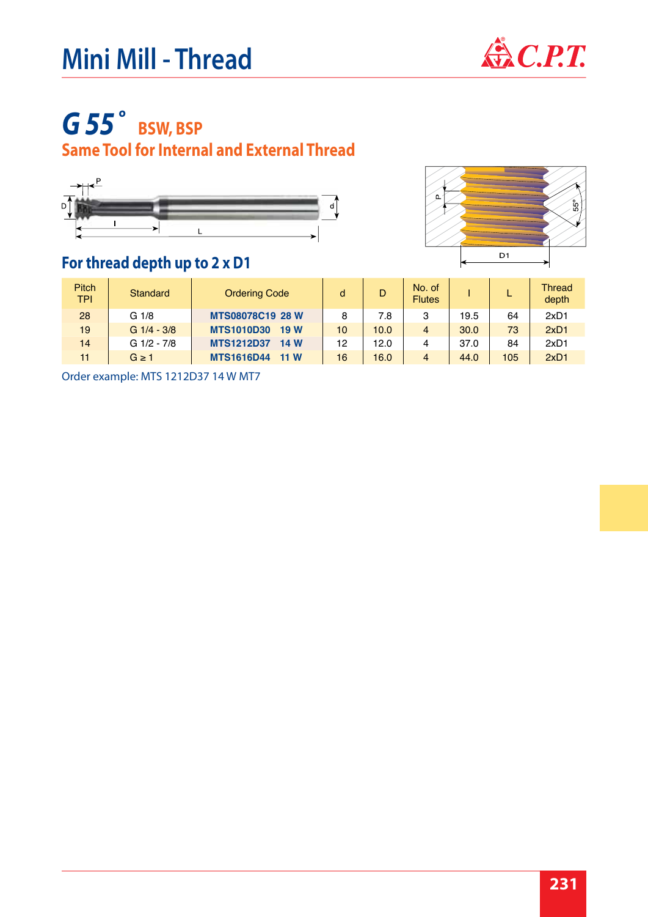# Mini Mill - Thread

## G 55° BSW, BSP

### Same Tool for Internal and External Thread

### For thread depth up to 2 x D1

| Pitch TPI | Standard | Ordering Code | d | D | No. of Flutes | l | L | Thread depth |
|---|---|---|---|---|---|---|---|---|
| 28 | G 1/8 | **MTS08078C19 28 W** | 8 | 7.8 | 3 | 19.5 | 64 | 2xD1 |
| 19 | G 1/4 - 3/8 | **MTS1010D30 19 W** | 10 | 10.0 | 4 | 30.0 | 73 | 2xD1 |
| 14 | G 1/2 - 7/8 | **MTS1212D37 14 W** | 12 | 12.0 | 4 | 37.0 | 84 | 2xD1 |
| 11 | G ≥ 1 | **MTS1616D44 11 W** | 16 | 16.0 | 4 | 44.0 | 105 | 2xD1 |

Order example: MTS 1212D37 14 W MT7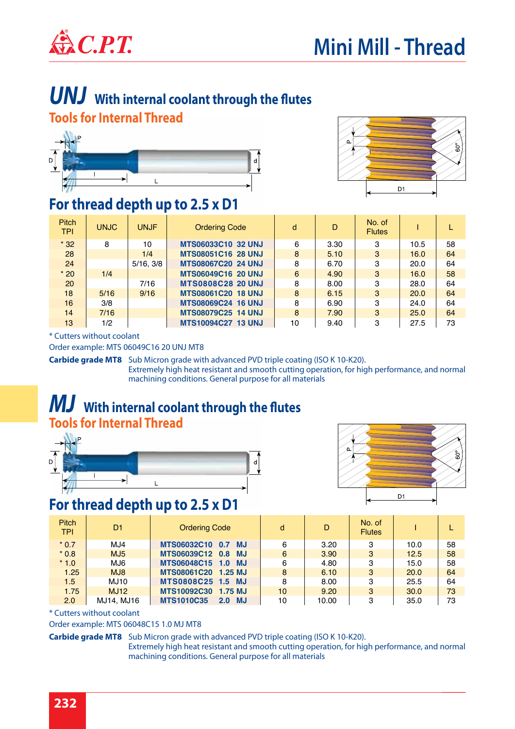# Mini Mill - Thread

## UNJ With internal coolant through the flutes

### Tools for Internal Thread

### For thread depth up to 2.5 x D1

| Pitch TPI | UNJC | UNJF | Ordering Code | d | D | No. of Flutes | l | L |
|---|---|---|---|---|---|---|---|---|
| * 32 | 8 | 10 | MTS06033C10 32 UNJ | 6 | 3.30 | 3 | 10.5 | 58 |
| 28 | | 1/4 | MTS08051C16 28 UNJ | 8 | 5.10 | 3 | 16.0 | 64 |
| 24 | | 5/16, 3/8 | MTS08067C20 24 UNJ | 8 | 6.70 | 3 | 20.0 | 64 |
| * 20 | 1/4 | | MTS06049C16 20 UNJ | 6 | 4.90 | 3 | 16.0 | 58 |
| 20 | | 7/16 | MTS0808C28 20 UNJ | 8 | 8.00 | 3 | 28.0 | 64 |
| 18 | 5/16 | 9/16 | MTS08061C20 18 UNJ | 8 | 6.15 | 3 | 20.0 | 64 |
| 16 | 3/8 | | MTS08069C24 16 UNJ | 8 | 6.90 | 3 | 24.0 | 64 |
| 14 | 7/16 | | MTS08079C25 14 UNJ | 8 | 7.90 | 3 | 25.0 | 64 |
| 13 | 1/2 | | MTS10094C27 13 UNJ | 10 | 9.40 | 3 | 27.5 | 73 |

\* Cutters without coolant

Order example: MTS 06049C16 20 UNJ MT8

**Carbide grade MT8** Sub Micron grade with advanced PVD triple coating (ISO K 10-K20). Extremely high heat resistant and smooth cutting operation, for high performance, and normal machining conditions. General purpose for all materials

## MJ With internal coolant through the flutes

### Tools for Internal Thread

### For thread depth up to 2.5 x D1

| Pitch TPI | D1 | Ordering Code | d | D | No. of Flutes | l | L |
|---|---|---|---|---|---|---|---|
| * 0.7 | MJ4 | MTS06032C10 0.7 MJ | 6 | 3.20 | 3 | 10.0 | 58 |
| * 0.8 | MJ5 | MTS06039C12 0.8 MJ | 6 | 3.90 | 3 | 12.5 | 58 |
| * 1.0 | MJ6 | MTS06048C15 1.0 MJ | 6 | 4.80 | 3 | 15.0 | 58 |
| 1.25 | MJ8 | MTS08061C20 1.25 MJ | 8 | 6.10 | 3 | 20.0 | 64 |
| 1.5 | MJ10 | MTS0808C25 1.5 MJ | 8 | 8.00 | 3 | 25.5 | 64 |
| 1.75 | MJ12 | MTS10092C30 1.75 MJ | 10 | 9.20 | 3 | 30.0 | 73 |
| 2.0 | MJ14, MJ16 | MTS1010C35 2.0 MJ | 10 | 10.00 | 3 | 35.0 | 73 |

\* Cutters without coolant

Order example: MTS 06048C15 1.0 MJ MT8

**Carbide grade MT8** Sub Micron grade with advanced PVD triple coating (ISO K 10-K20). Extremely high heat resistant and smooth cutting operation, for high performance, and normal machining conditions. General purpose for all materials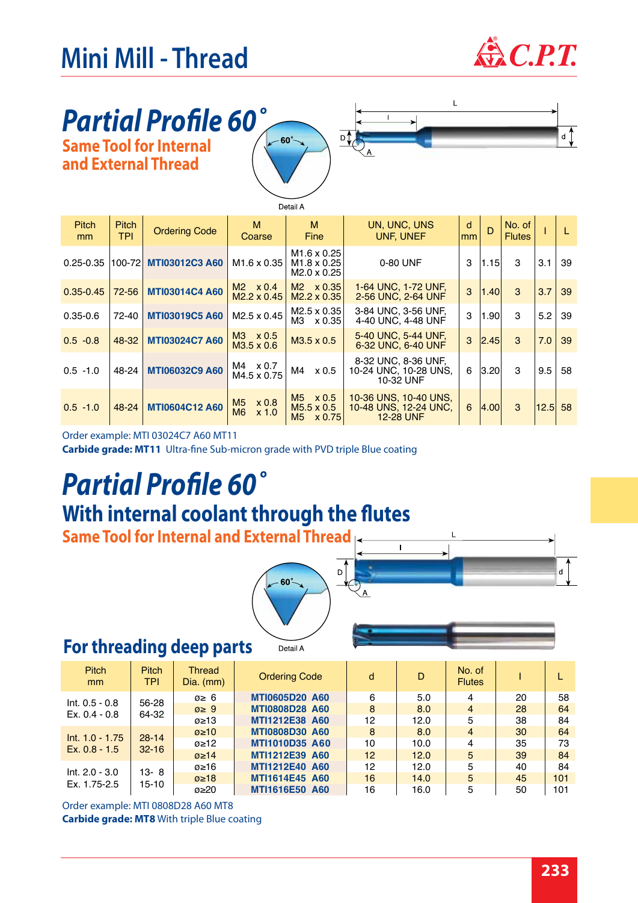# Mini Mill - Thread

## Partial Profile 60°

### Same Tool for Internal and External Thread

Detail A

| Pitch mm | Pitch TPI | Ordering Code | M Coarse | M Fine | UN, UNC, UNS UNF, UNEF | d mm | D | No. of Flutes | l | L |
|---|---|---|---|---|---|---|---|---|---|---|
| 0.25-0.35 | 100-72 | **MTI03012C3 A60** | M1.6 x 0.35 | M1.6 x 0.25 M1.8 x 0.25 M2.0 x 0.25 | 0-80 UNF | 3 | 1.15 | 3 | 3.1 | 39 |
| 0.35-0.45 | 72-56 | **MTI03014C4 A60** | M2 x 0.4 M2.2 x 0.45 | M2 x 0.35 M2.2 x 0.35 | 1-64 UNC, 1-72 UNF, 2-56 UNC, 2-64 UNF | 3 | 1.40 | 3 | 3.7 | 39 |
| 0.35-0.6 | 72-40 | **MTI03019C5 A60** | M2.5 x 0.45 | M2.5 x 0.35 M3 x 0.35 | 3-84 UNC, 3-56 UNF, 4-40 UNC, 4-48 UNF | 3 | 1.90 | 3 | 5.2 | 39 |
| 0.5 -0.8 | 48-32 | **MTI03024C7 A60** | M3 x 0.5 M3.5 x 0.6 | M3.5 x 0.5 | 5-40 UNC, 5-44 UNF, 6-32 UNC, 6-40 UNF | 3 | 2.45 | 3 | 7.0 | 39 |
| 0.5 -1.0 | 48-24 | **MTI06032C9 A60** | M4 x 0.7 M4.5 x 0.75 | M4 x 0.5 | 8-32 UNC, 8-36 UNF, 10-24 UNC, 10-28 UNS, 10-32 UNF | 6 | 3.20 | 3 | 9.5 | 58 |
| 0.5 -1.0 | 48-24 | **MTI0604C12 A60** | M5 x 0.8 M6 x 1.0 | M5 x 0.5 M5.5 x 0.5 M5 x 0.75 | 10-36 UNS, 10-40 UNS, 10-48 UNS, 12-24 UNC, 12-28 UNF | 6 | 4.00 | 3 | 12.5 | 58 |

Order example: MTI 03024C7 A60 MT11

**Carbide grade: MT11** Ultra-fine Sub-micron grade with PVD triple Blue coating

## Partial Profile 60°

### With internal coolant through the flutes

### Same Tool for Internal and External Thread

### For threading deep parts

Detail A

| Pitch mm | Pitch TPI | Thread Dia. (mm) | Ordering Code | d | D | No. of Flutes | l | L |
|---|---|---|---|---|---|---|---|---|
| Int. 0.5 - 0.8 Ex. 0.4 - 0.8 | 56-28 64-32 | ø≥ 6 | **MTI0605D20 A60** | 6 | 5.0 | 4 | 20 | 58 |
| | | ø≥ 9 | **MTI0808D28 A60** | 8 | 8.0 | 4 | 28 | 64 |
| | | ø≥13 | **MTI1212E38 A60** | 12 | 12.0 | 5 | 38 | 84 |
| Int. 1.0 - 1.75 Ex. 0.8 - 1.5 | 28-14 32-16 | ø≥10 | **MTI0808D30 A60** | 8 | 8.0 | 4 | 30 | 64 |
| | | ø≥12 | **MTI1010D35 A60** | 10 | 10.0 | 4 | 35 | 73 |
| | | ø≥14 | **MTI1212E39 A60** | 12 | 12.0 | 5 | 39 | 84 |
| Int. 2.0 - 3.0 Ex. 1.75-2.5 | 13- 8 15-10 | ø≥16 | **MTI1212E40 A60** | 12 | 12.0 | 5 | 40 | 84 |
| | | ø≥18 | **MTI1614E45 A60** | 16 | 14.0 | 5 | 45 | 101 |
| | | ø≥20 | **MTI1616E50 A60** | 16 | 16.0 | 5 | 50 | 101 |

Order example: MTI 0808D28 A60 MT8

**Carbide grade: MT8** With triple Blue coating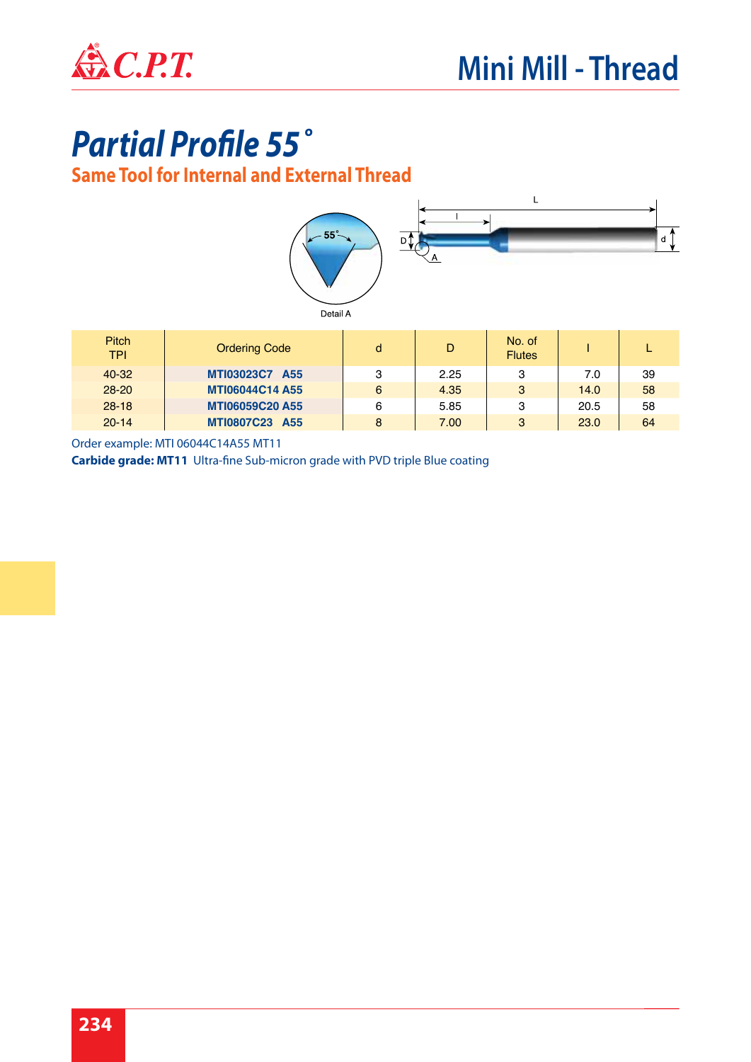# Mini Mill - Thread

## *Partial Profile 55°*

### Same Tool for Internal and External Thread

| Pitch TPI | Ordering Code | d | D | No. of Flutes | l | L |
|---|---|---|---|---|---|---|
| 40-32 | **MTI03023C7 A55** | 3 | 2.25 | 3 | 7.0 | 39 |
| 28-20 | **MTI06044C14 A55** | 6 | 4.35 | 3 | 14.0 | 58 |
| 28-18 | **MTI06059C20 A55** | 6 | 5.85 | 3 | 20.5 | 58 |
| 20-14 | **MTI0807C23 A55** | 8 | 7.00 | 3 | 23.0 | 64 |

Order example: MTI 06044C14A55 MT11

**Carbide grade: MT11** Ultra-fine Sub-micron grade with PVD triple Blue coating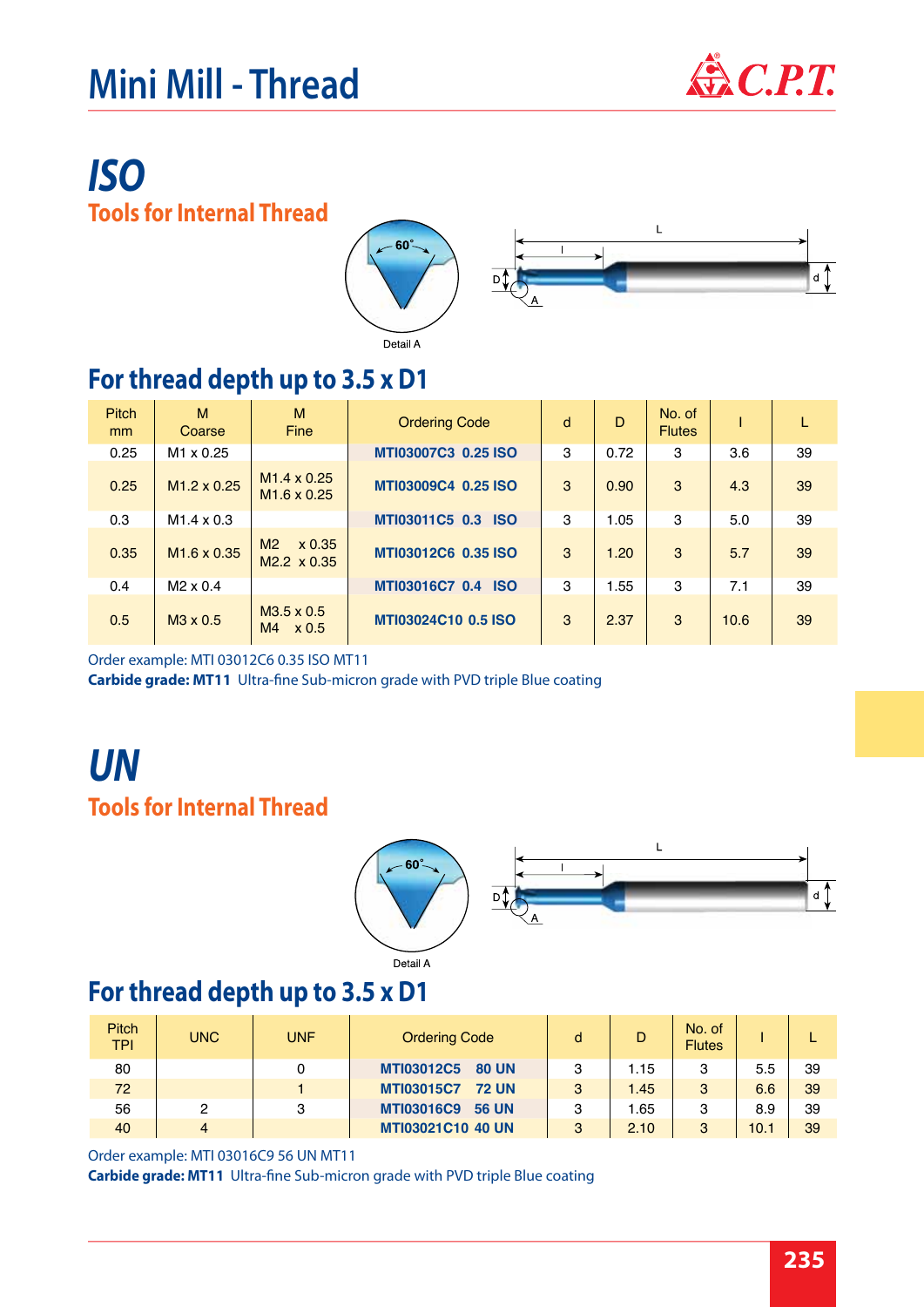# Mini Mill - Thread

## ISO

### Tools for Internal Thread

Detail A

60°

L, l, D, d, A

### For thread depth up to 3.5 x D1

| Pitch mm | M Coarse | M Fine | Ordering Code | d | D | No. of Flutes | l | L |
|---|---|---|---|---|---|---|---|---|
| 0.25 | M1 x 0.25 | | MTI03007C3 0.25 ISO | 3 | 0.72 | 3 | 3.6 | 39 |
| 0.25 | M1.2 x 0.25 | M1.4 x 0.25<br>M1.6 x 0.25 | MTI03009C4 0.25 ISO | 3 | 0.90 | 3 | 4.3 | 39 |
| 0.3 | M1.4 x 0.3 | | MTI03011C5 0.3 ISO | 3 | 1.05 | 3 | 5.0 | 39 |
| 0.35 | M1.6 x 0.35 | M2 x 0.35<br>M2.2 x 0.35 | MTI03012C6 0.35 ISO | 3 | 1.20 | 3 | 5.7 | 39 |
| 0.4 | M2 x 0.4 | | MTI03016C7 0.4 ISO | 3 | 1.55 | 3 | 7.1 | 39 |
| 0.5 | M3 x 0.5 | M3.5 x 0.5<br>M4 x 0.5 | MTI03024C10 0.5 ISO | 3 | 2.37 | 3 | 10.6 | 39 |

Order example: MTI 03012C6 0.35 ISO MT11
**Carbide grade: MT11** Ultra-fine Sub-micron grade with PVD triple Blue coating

## UN

### Tools for Internal Thread

Detail A

60°

L, l, D, d, A

### For thread depth up to 3.5 x D1

| Pitch TPI | UNC | UNF | Ordering Code | d | D | No. of Flutes | l | L |
|---|---|---|---|---|---|---|---|---|
| 80 | | 0 | MTI03012C5 80 UN | 3 | 1.15 | 3 | 5.5 | 39 |
| 72 | | 1 | MTI03015C7 72 UN | 3 | 1.45 | 3 | 6.6 | 39 |
| 56 | 2 | 3 | MTI03016C9 56 UN | 3 | 1.65 | 3 | 8.9 | 39 |
| 40 | 4 | | MTI03021C10 40 UN | 3 | 2.10 | 3 | 10.1 | 39 |

Order example: MTI 03016C9 56 UN MT11
**Carbide grade: MT11** Ultra-fine Sub-micron grade with PVD triple Blue coating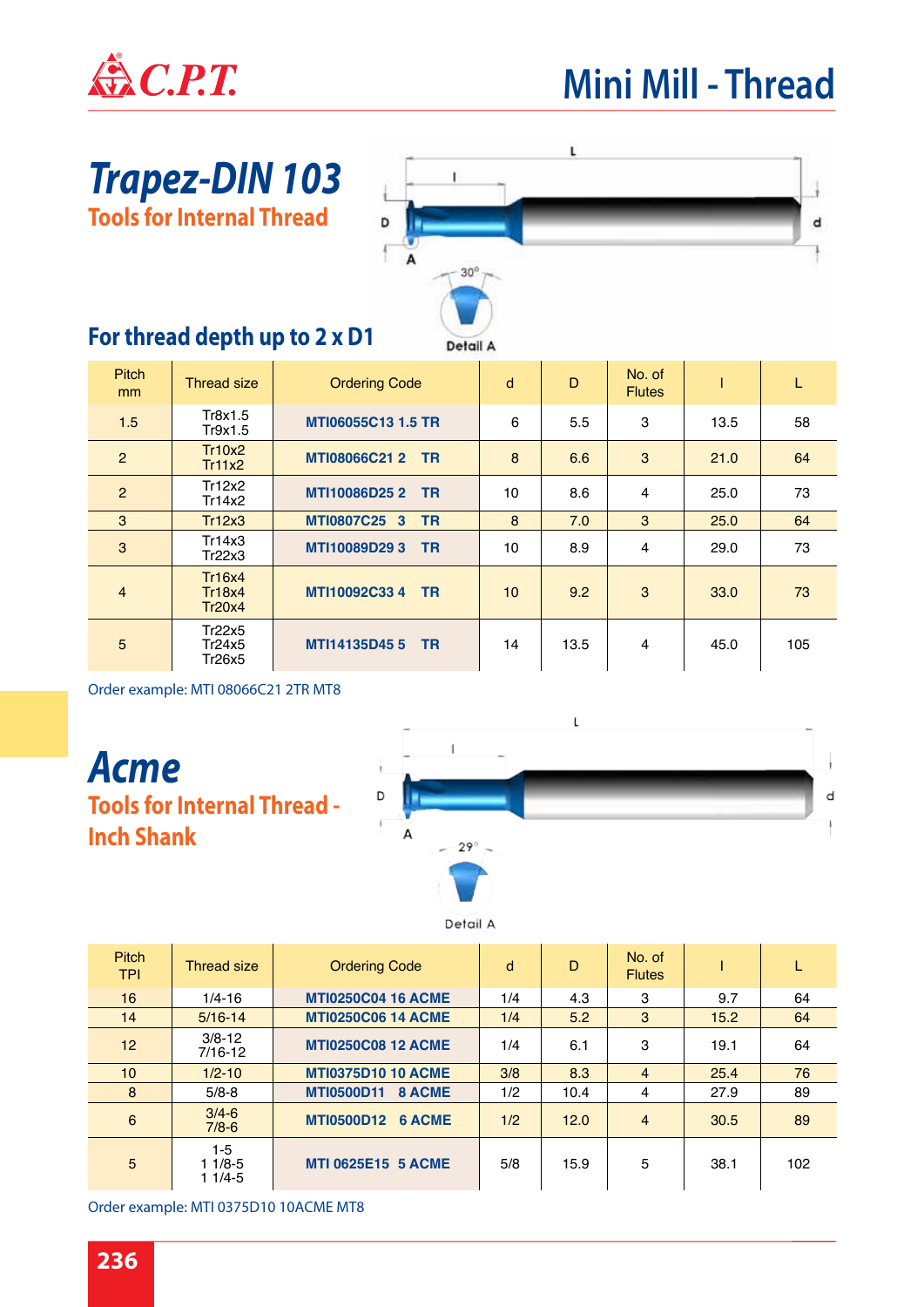C.P.T.

# Mini Mill - Thread

## Trapez-DIN 103

### Tools for Internal Thread

L
l
D
d
A
30°
Detail A

### For thread depth up to 2 x D1

| Pitch mm | Thread size | Ordering Code | d | D | No. of Flutes | l | L |
|---|---|---|---|---|---|---|---|
| 1.5 | Tr8x1.5<br>Tr9x1.5 | MTI06055C13 1.5 TR | 6 | 5.5 | 3 | 13.5 | 58 |
| 2 | Tr10x2<br>Tr11x2 | MTI08066C21 2 TR | 8 | 6.6 | 3 | 21.0 | 64 |
| 2 | Tr12x2<br>Tr14x2 | MTI10086D25 2 TR | 10 | 8.6 | 4 | 25.0 | 73 |
| 3 | Tr12x3 | MTI0807C25 3 TR | 8 | 7.0 | 3 | 25.0 | 64 |
| 3 | Tr14x3<br>Tr22x3 | MTI10089D29 3 TR | 10 | 8.9 | 4 | 29.0 | 73 |
| 4 | Tr16x4<br>Tr18x4<br>Tr20x4 | MTI10092C33 4 TR | 10 | 9.2 | 3 | 33.0 | 73 |
| 5 | Tr22x5<br>Tr24x5<br>Tr26x5 | MTI14135D45 5 TR | 14 | 13.5 | 4 | 45.0 | 105 |

Order example: MTI 08066C21 2TR MT8

## Acme

### Tools for Internal Thread - Inch Shank

L
l
D
d
A
29°
Detail A

| Pitch TPI | Thread size | Ordering Code | d | D | No. of Flutes | l | L |
|---|---|---|---|---|---|---|---|
| 16 | 1/4-16 | MTI0250C04 16 ACME | 1/4 | 4.3 | 3 | 9.7 | 64 |
| 14 | 5/16-14 | MTI0250C06 14 ACME | 1/4 | 5.2 | 3 | 15.2 | 64 |
| 12 | 3/8-12<br>7/16-12 | MTI0250C08 12 ACME | 1/4 | 6.1 | 3 | 19.1 | 64 |
| 10 | 1/2-10 | MTI0375D10 10 ACME | 3/8 | 8.3 | 4 | 25.4 | 76 |
| 8 | 5/8-8 | MTI0500D11 8 ACME | 1/2 | 10.4 | 4 | 27.9 | 89 |
| 6 | 3/4-6<br>7/8-6 | MTI0500D12 6 ACME | 1/2 | 12.0 | 4 | 30.5 | 89 |
| 5 | 1-5<br>1 1/8-5<br>1 1/4-5 | MTI 0625E15 5 ACME | 5/8 | 15.9 | 5 | 38.1 | 102 |

Order example: MTI 0375D10 10ACME MT8